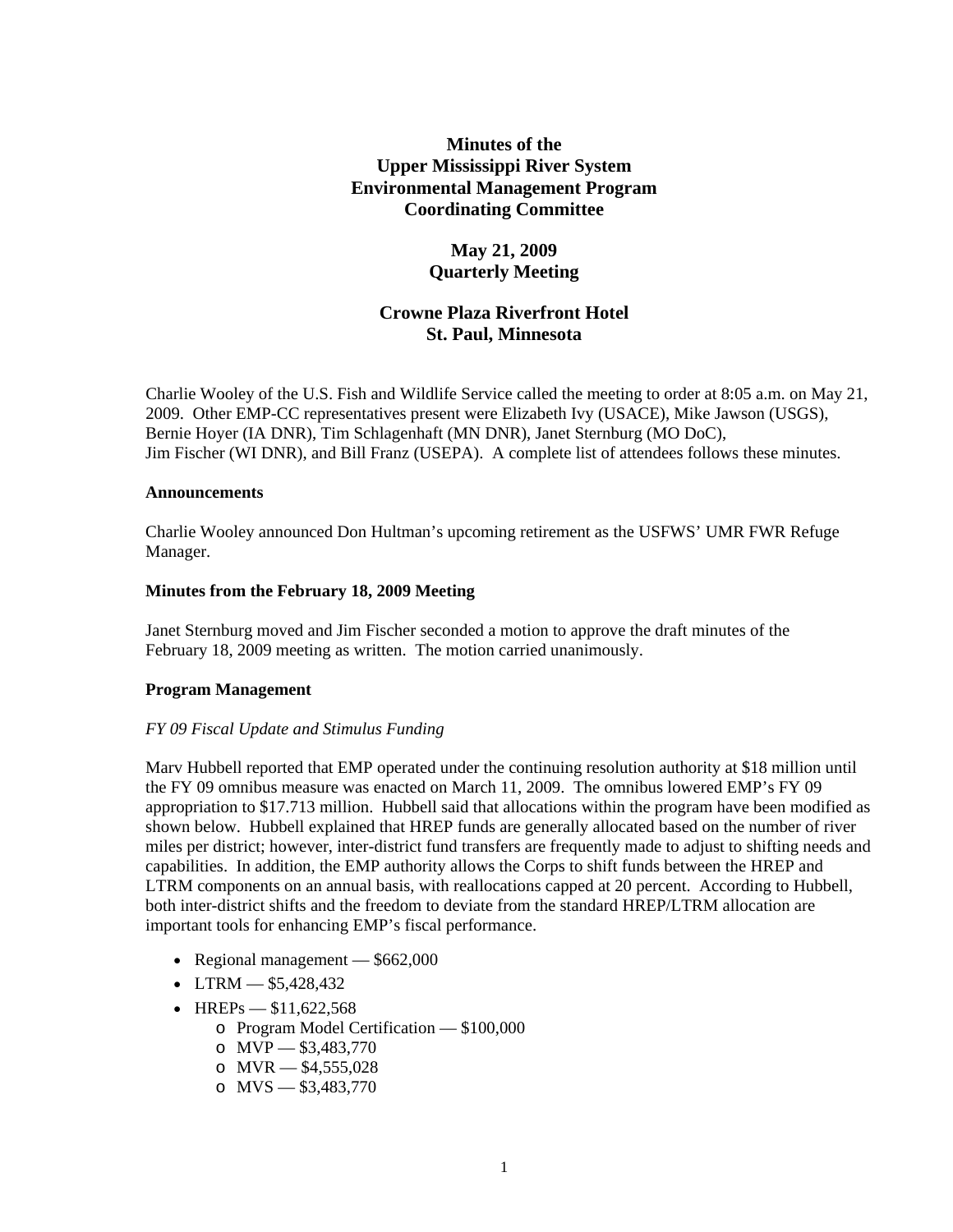# Minutes of the Upper Mississippi River System Environmental Management Program Coordinating Committee

## May 21, 2009 Quarterly Meeting

## Crowne Plaza Riverfront Hotel St. Paul, Minnesota

Charlie Wooley of the U.S. Fish and Wildlife Service called the meeting to order at 8:05 a.m. on May 21, 2009. Other EMP-CC representatives present were Elizabeth Ivy (USACE), Mike Jawson (USGS), Bernie Hoyer (IA DNR), Tim Schlagenhaft (MN DNR), Janet Sternburg (MO DoC), Jim Fischer (WI DNR), and Bill Franz (USEPA). A complete list of attendees follows these minutes.

**Announcements**

Charlie Wooley announced Don Hultman's upcoming retirement as the USFWS' UMR FWR Refuge Manager.

**Minutes from the February 18, 2009 Meeting**

Janet Sternburg moved and Jim Fischer seconded a motion to approve the draft minutes of the February 18, 2009 meeting as written. The motion carried unanimously.

**Program Management**

*FY 09 Fiscal Update and Stimulus Funding*

Marv Hubbell reported that EMP operated under the continuing resolution authority at $18 million until the FY 09 omnibus measure was enacted on March 11, 2009. The omnibus lowered EMP's FY 09 appropriation to $17.713 million. Hubbell said that allocations within the program have been modified as shown below. Hubbell explained that HREP funds are generally allocated based on the number of river miles per district; however, inter-district fund transfers are frequently made to adjust to shifting needs and capabilities. In addition, the EMP authority allows the Corps to shift funds between the HREP and LTRM components on an annual basis, with reallocations capped at 20 percent. According to Hubbell, both inter-district shifts and the freedom to deviate from the standard HREP/LTRM allocation are important tools for enhancing EMP's fiscal performance.

- Regional management — $662,000
- LTRM — $5,428,432
- HREPs — $11,622,568
  - Program Model Certification — $100,000
  - MVP — $3,483,770
  - MVR — $4,555,028
  - MVS — $3,483,770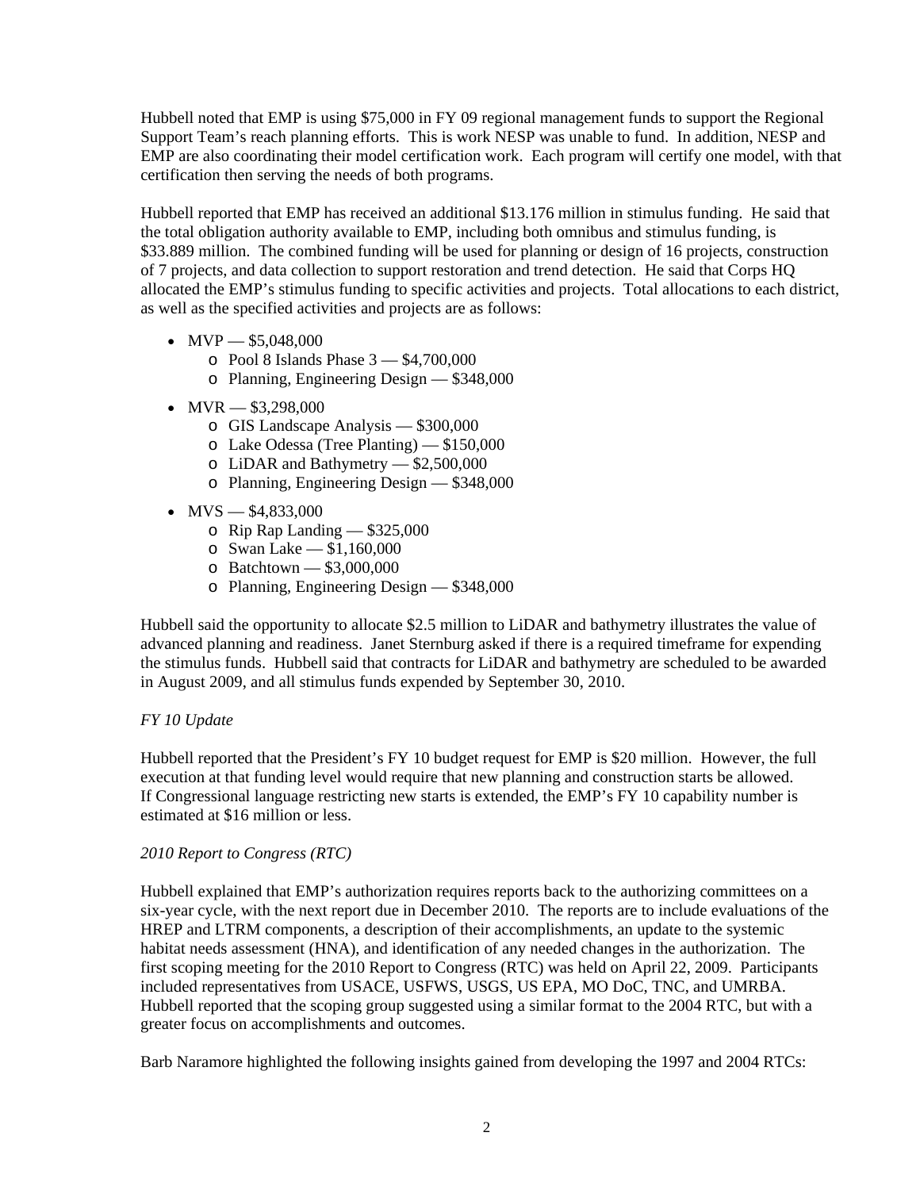Hubbell noted that EMP is using $75,000 in FY 09 regional management funds to support the Regional Support Team's reach planning efforts. This is work NESP was unable to fund. In addition, NESP and EMP are also coordinating their model certification work. Each program will certify one model, with that certification then serving the needs of both programs.

Hubbell reported that EMP has received an additional $13.176 million in stimulus funding. He said that the total obligation authority available to EMP, including both omnibus and stimulus funding, is $33.889 million. The combined funding will be used for planning or design of 16 projects, construction of 7 projects, and data collection to support restoration and trend detection. He said that Corps HQ allocated the EMP's stimulus funding to specific activities and projects. Total allocations to each district, as well as the specified activities and projects are as follows:

- MVP — $5,048,000
  - Pool 8 Islands Phase 3 — $4,700,000
  - Planning, Engineering Design — $348,000
- MVR — $3,298,000
  - GIS Landscape Analysis — $300,000
  - Lake Odessa (Tree Planting) — $150,000
  - LiDAR and Bathymetry — $2,500,000
  - Planning, Engineering Design — $348,000
- MVS — $4,833,000
  - Rip Rap Landing — $325,000
  - Swan Lake — $1,160,000
  - Batchtown — $3,000,000
  - Planning, Engineering Design — $348,000

Hubbell said the opportunity to allocate $2.5 million to LiDAR and bathymetry illustrates the value of advanced planning and readiness. Janet Sternburg asked if there is a required timeframe for expending the stimulus funds. Hubbell said that contracts for LiDAR and bathymetry are scheduled to be awarded in August 2009, and all stimulus funds expended by September 30, 2010.

*FY 10 Update*

Hubbell reported that the President's FY 10 budget request for EMP is $20 million. However, the full execution at that funding level would require that new planning and construction starts be allowed. If Congressional language restricting new starts is extended, the EMP's FY 10 capability number is estimated at $16 million or less.

*2010 Report to Congress (RTC)*

Hubbell explained that EMP's authorization requires reports back to the authorizing committees on a six-year cycle, with the next report due in December 2010. The reports are to include evaluations of the HREP and LTRM components, a description of their accomplishments, an update to the systemic habitat needs assessment (HNA), and identification of any needed changes in the authorization. The first scoping meeting for the 2010 Report to Congress (RTC) was held on April 22, 2009. Participants included representatives from USACE, USFWS, USGS, US EPA, MO DoC, TNC, and UMRBA. Hubbell reported that the scoping group suggested using a similar format to the 2004 RTC, but with a greater focus on accomplishments and outcomes.

Barb Naramore highlighted the following insights gained from developing the 1997 and 2004 RTCs: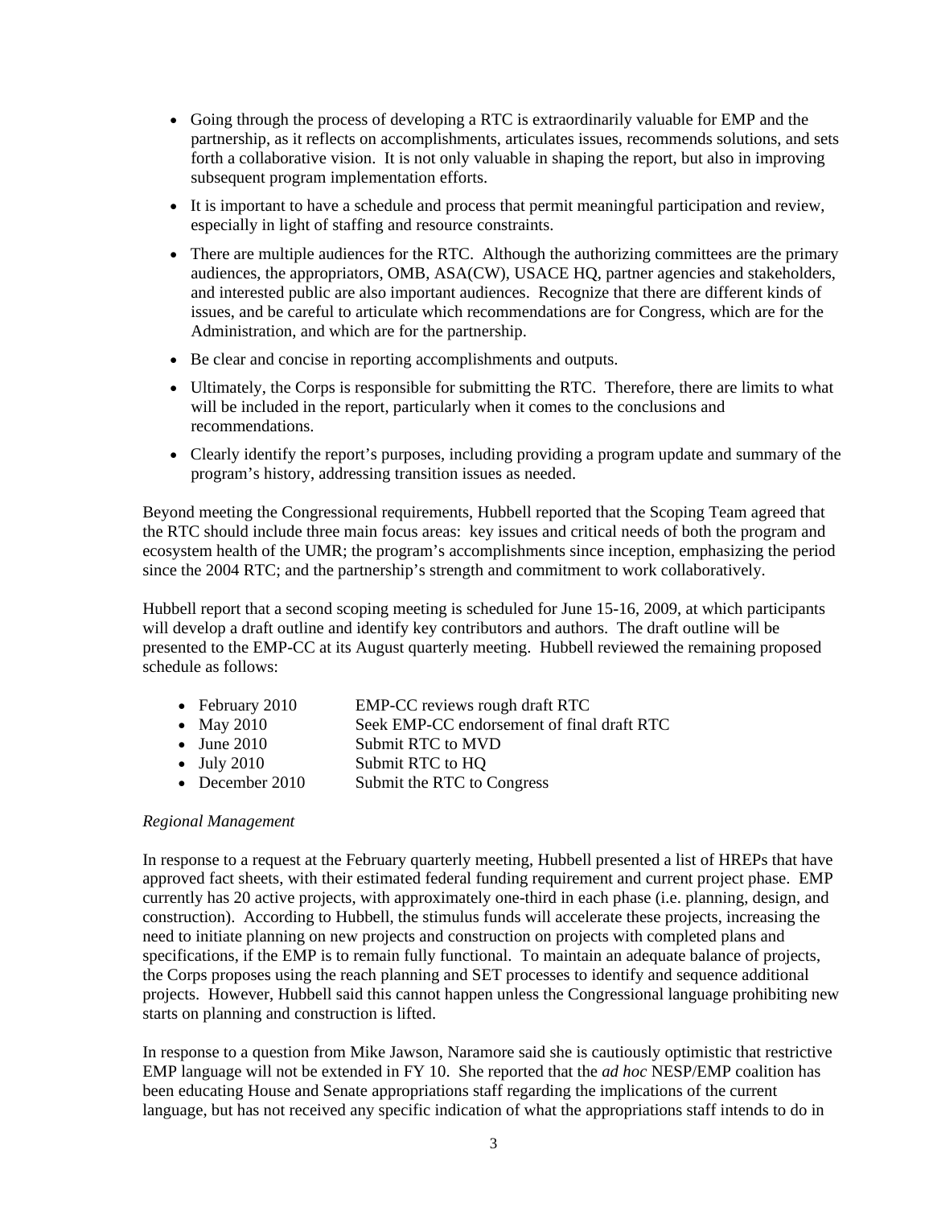- Going through the process of developing a RTC is extraordinarily valuable for EMP and the partnership, as it reflects on accomplishments, articulates issues, recommends solutions, and sets forth a collaborative vision. It is not only valuable in shaping the report, but also in improving subsequent program implementation efforts.
- It is important to have a schedule and process that permit meaningful participation and review, especially in light of staffing and resource constraints.
- There are multiple audiences for the RTC. Although the authorizing committees are the primary audiences, the appropriators, OMB, ASA(CW), USACE HQ, partner agencies and stakeholders, and interested public are also important audiences. Recognize that there are different kinds of issues, and be careful to articulate which recommendations are for Congress, which are for the Administration, and which are for the partnership.
- Be clear and concise in reporting accomplishments and outputs.
- Ultimately, the Corps is responsible for submitting the RTC. Therefore, there are limits to what will be included in the report, particularly when it comes to the conclusions and recommendations.
- Clearly identify the report's purposes, including providing a program update and summary of the program's history, addressing transition issues as needed.

Beyond meeting the Congressional requirements, Hubbell reported that the Scoping Team agreed that the RTC should include three main focus areas: key issues and critical needs of both the program and ecosystem health of the UMR; the program's accomplishments since inception, emphasizing the period since the 2004 RTC; and the partnership's strength and commitment to work collaboratively.

Hubbell report that a second scoping meeting is scheduled for June 15-16, 2009, at which participants will develop a draft outline and identify key contributors and authors. The draft outline will be presented to the EMP-CC at its August quarterly meeting. Hubbell reviewed the remaining proposed schedule as follows:

- February 2010 EMP-CC reviews rough draft RTC
- May 2010 Seek EMP-CC endorsement of final draft RTC
- June 2010 Submit RTC to MVD
- July 2010 Submit RTC to HQ
- December 2010 Submit the RTC to Congress

*Regional Management*

In response to a request at the February quarterly meeting, Hubbell presented a list of HREPs that have approved fact sheets, with their estimated federal funding requirement and current project phase. EMP currently has 20 active projects, with approximately one-third in each phase (i.e. planning, design, and construction). According to Hubbell, the stimulus funds will accelerate these projects, increasing the need to initiate planning on new projects and construction on projects with completed plans and specifications, if the EMP is to remain fully functional. To maintain an adequate balance of projects, the Corps proposes using the reach planning and SET processes to identify and sequence additional projects. However, Hubbell said this cannot happen unless the Congressional language prohibiting new starts on planning and construction is lifted.

In response to a question from Mike Jawson, Naramore said she is cautiously optimistic that restrictive EMP language will not be extended in FY 10. She reported that the *ad hoc* NESP/EMP coalition has been educating House and Senate appropriations staff regarding the implications of the current language, but has not received any specific indication of what the appropriations staff intends to do in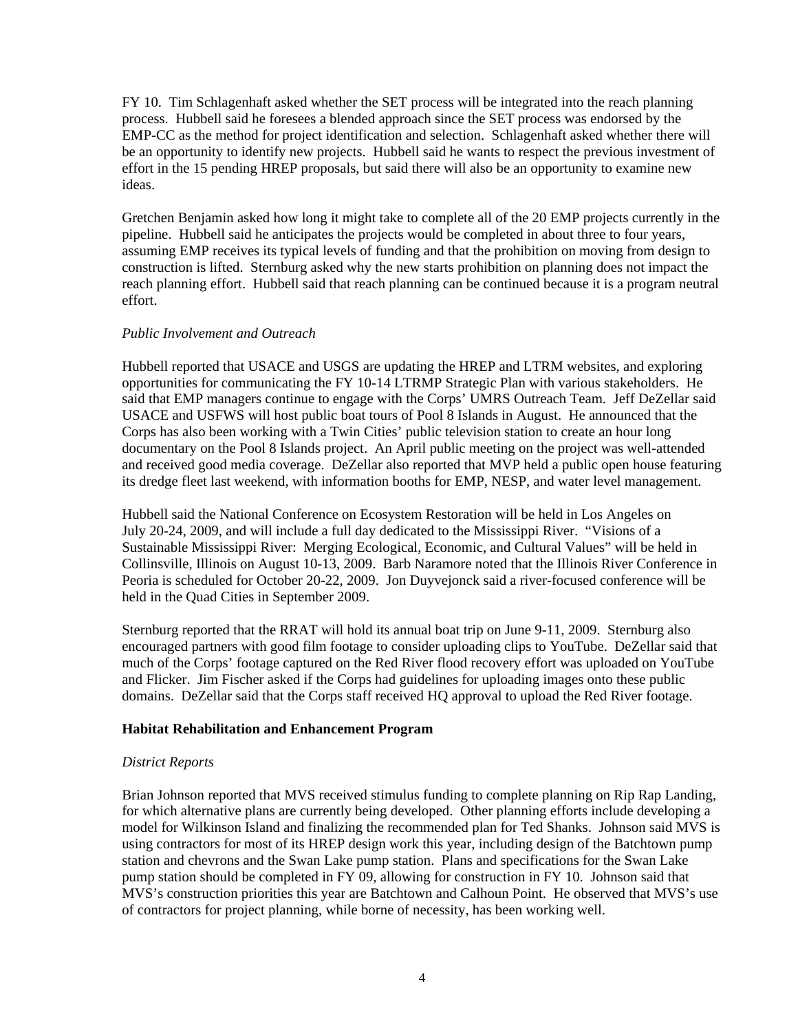FY 10. Tim Schlagenhaft asked whether the SET process will be integrated into the reach planning process. Hubbell said he foresees a blended approach since the SET process was endorsed by the EMP-CC as the method for project identification and selection. Schlagenhaft asked whether there will be an opportunity to identify new projects. Hubbell said he wants to respect the previous investment of effort in the 15 pending HREP proposals, but said there will also be an opportunity to examine new ideas.

Gretchen Benjamin asked how long it might take to complete all of the 20 EMP projects currently in the pipeline. Hubbell said he anticipates the projects would be completed in about three to four years, assuming EMP receives its typical levels of funding and that the prohibition on moving from design to construction is lifted. Sternburg asked why the new starts prohibition on planning does not impact the reach planning effort. Hubbell said that reach planning can be continued because it is a program neutral effort.

*Public Involvement and Outreach*

Hubbell reported that USACE and USGS are updating the HREP and LTRM websites, and exploring opportunities for communicating the FY 10-14 LTRMP Strategic Plan with various stakeholders. He said that EMP managers continue to engage with the Corps' UMRS Outreach Team. Jeff DeZellar said USACE and USFWS will host public boat tours of Pool 8 Islands in August. He announced that the Corps has also been working with a Twin Cities' public television station to create an hour long documentary on the Pool 8 Islands project. An April public meeting on the project was well-attended and received good media coverage. DeZellar also reported that MVP held a public open house featuring its dredge fleet last weekend, with information booths for EMP, NESP, and water level management.

Hubbell said the National Conference on Ecosystem Restoration will be held in Los Angeles on July 20-24, 2009, and will include a full day dedicated to the Mississippi River. "Visions of a Sustainable Mississippi River: Merging Ecological, Economic, and Cultural Values" will be held in Collinsville, Illinois on August 10-13, 2009. Barb Naramore noted that the Illinois River Conference in Peoria is scheduled for October 20-22, 2009. Jon Duyvejonck said a river-focused conference will be held in the Quad Cities in September 2009.

Sternburg reported that the RRAT will hold its annual boat trip on June 9-11, 2009. Sternburg also encouraged partners with good film footage to consider uploading clips to YouTube. DeZellar said that much of the Corps' footage captured on the Red River flood recovery effort was uploaded on YouTube and Flicker. Jim Fischer asked if the Corps had guidelines for uploading images onto these public domains. DeZellar said that the Corps staff received HQ approval to upload the Red River footage.

**Habitat Rehabilitation and Enhancement Program**

*District Reports*

Brian Johnson reported that MVS received stimulus funding to complete planning on Rip Rap Landing, for which alternative plans are currently being developed. Other planning efforts include developing a model for Wilkinson Island and finalizing the recommended plan for Ted Shanks. Johnson said MVS is using contractors for most of its HREP design work this year, including design of the Batchtown pump station and chevrons and the Swan Lake pump station. Plans and specifications for the Swan Lake pump station should be completed in FY 09, allowing for construction in FY 10. Johnson said that MVS's construction priorities this year are Batchtown and Calhoun Point. He observed that MVS's use of contractors for project planning, while borne of necessity, has been working well.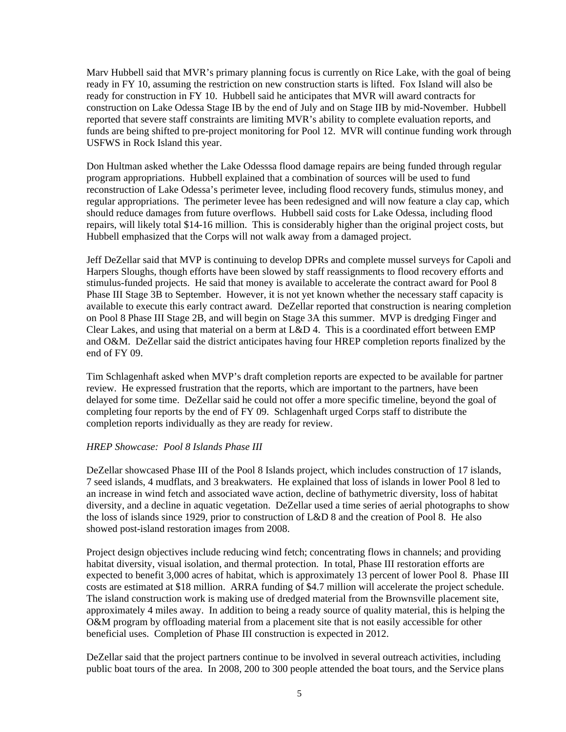Marv Hubbell said that MVR's primary planning focus is currently on Rice Lake, with the goal of being ready in FY 10, assuming the restriction on new construction starts is lifted. Fox Island will also be ready for construction in FY 10. Hubbell said he anticipates that MVR will award contracts for construction on Lake Odessa Stage IB by the end of July and on Stage IIB by mid-November. Hubbell reported that severe staff constraints are limiting MVR's ability to complete evaluation reports, and funds are being shifted to pre-project monitoring for Pool 12. MVR will continue funding work through USFWS in Rock Island this year.

Don Hultman asked whether the Lake Odesssa flood damage repairs are being funded through regular program appropriations. Hubbell explained that a combination of sources will be used to fund reconstruction of Lake Odessa's perimeter levee, including flood recovery funds, stimulus money, and regular appropriations. The perimeter levee has been redesigned and will now feature a clay cap, which should reduce damages from future overflows. Hubbell said costs for Lake Odessa, including flood repairs, will likely total $14-16 million. This is considerably higher than the original project costs, but Hubbell emphasized that the Corps will not walk away from a damaged project.

Jeff DeZellar said that MVP is continuing to develop DPRs and complete mussel surveys for Capoli and Harpers Sloughs, though efforts have been slowed by staff reassignments to flood recovery efforts and stimulus-funded projects. He said that money is available to accelerate the contract award for Pool 8 Phase III Stage 3B to September. However, it is not yet known whether the necessary staff capacity is available to execute this early contract award. DeZellar reported that construction is nearing completion on Pool 8 Phase III Stage 2B, and will begin on Stage 3A this summer. MVP is dredging Finger and Clear Lakes, and using that material on a berm at L&D 4. This is a coordinated effort between EMP and O&M. DeZellar said the district anticipates having four HREP completion reports finalized by the end of FY 09.

Tim Schlagenhaft asked when MVP's draft completion reports are expected to be available for partner review. He expressed frustration that the reports, which are important to the partners, have been delayed for some time. DeZellar said he could not offer a more specific timeline, beyond the goal of completing four reports by the end of FY 09. Schlagenhaft urged Corps staff to distribute the completion reports individually as they are ready for review.

*HREP Showcase: Pool 8 Islands Phase III*

DeZellar showcased Phase III of the Pool 8 Islands project, which includes construction of 17 islands, 7 seed islands, 4 mudflats, and 3 breakwaters. He explained that loss of islands in lower Pool 8 led to an increase in wind fetch and associated wave action, decline of bathymetric diversity, loss of habitat diversity, and a decline in aquatic vegetation. DeZellar used a time series of aerial photographs to show the loss of islands since 1929, prior to construction of L&D 8 and the creation of Pool 8. He also showed post-island restoration images from 2008.

Project design objectives include reducing wind fetch; concentrating flows in channels; and providing habitat diversity, visual isolation, and thermal protection. In total, Phase III restoration efforts are expected to benefit 3,000 acres of habitat, which is approximately 13 percent of lower Pool 8. Phase III costs are estimated at $18 million. ARRA funding of $4.7 million will accelerate the project schedule. The island construction work is making use of dredged material from the Brownsville placement site, approximately 4 miles away. In addition to being a ready source of quality material, this is helping the O&M program by offloading material from a placement site that is not easily accessible for other beneficial uses. Completion of Phase III construction is expected in 2012.

DeZellar said that the project partners continue to be involved in several outreach activities, including public boat tours of the area. In 2008, 200 to 300 people attended the boat tours, and the Service plans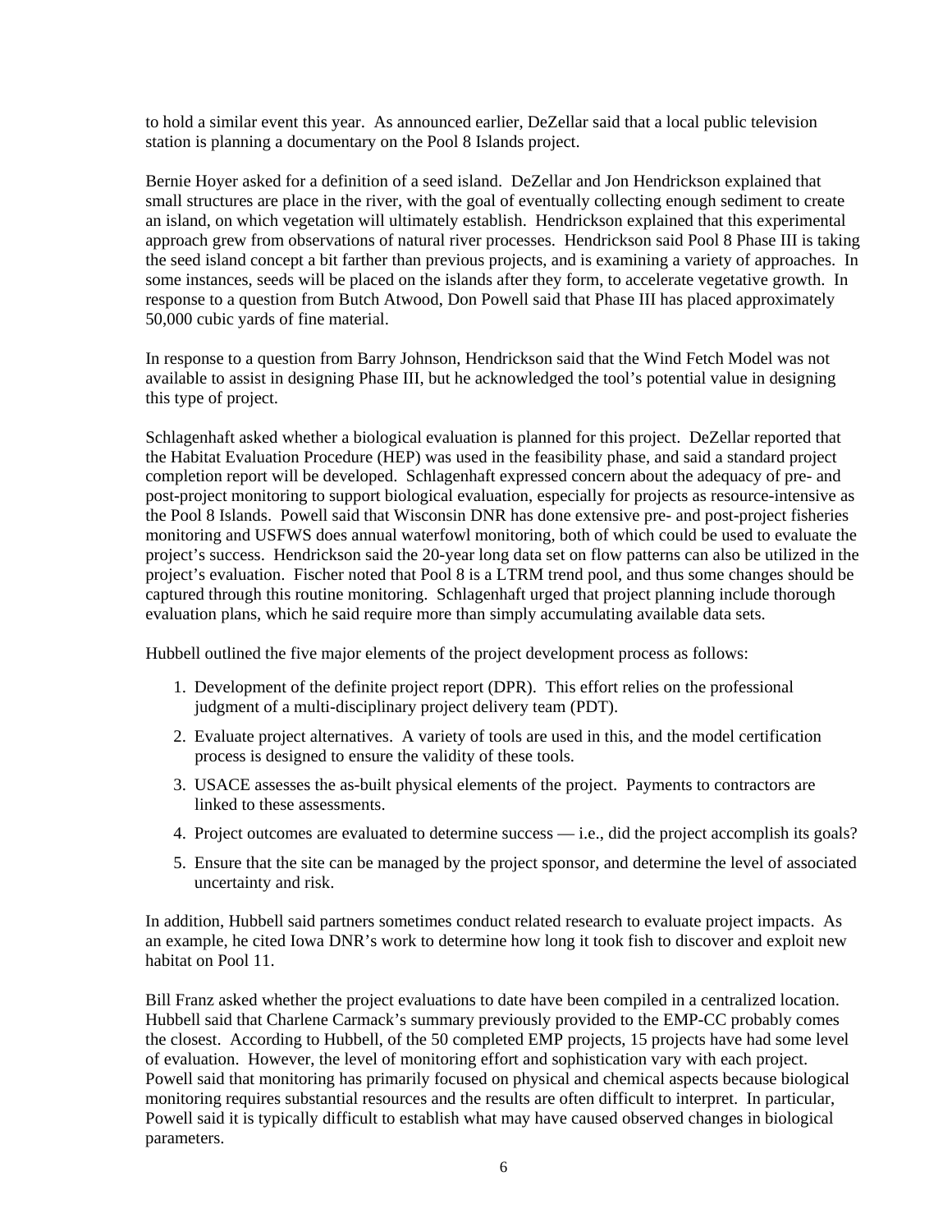to hold a similar event this year. As announced earlier, DeZellar said that a local public television station is planning a documentary on the Pool 8 Islands project.

Bernie Hoyer asked for a definition of a seed island. DeZellar and Jon Hendrickson explained that small structures are place in the river, with the goal of eventually collecting enough sediment to create an island, on which vegetation will ultimately establish. Hendrickson explained that this experimental approach grew from observations of natural river processes. Hendrickson said Pool 8 Phase III is taking the seed island concept a bit farther than previous projects, and is examining a variety of approaches. In some instances, seeds will be placed on the islands after they form, to accelerate vegetative growth. In response to a question from Butch Atwood, Don Powell said that Phase III has placed approximately 50,000 cubic yards of fine material.

In response to a question from Barry Johnson, Hendrickson said that the Wind Fetch Model was not available to assist in designing Phase III, but he acknowledged the tool's potential value in designing this type of project.

Schlagenhaft asked whether a biological evaluation is planned for this project. DeZellar reported that the Habitat Evaluation Procedure (HEP) was used in the feasibility phase, and said a standard project completion report will be developed. Schlagenhaft expressed concern about the adequacy of pre- and post-project monitoring to support biological evaluation, especially for projects as resource-intensive as the Pool 8 Islands. Powell said that Wisconsin DNR has done extensive pre- and post-project fisheries monitoring and USFWS does annual waterfowl monitoring, both of which could be used to evaluate the project's success. Hendrickson said the 20-year long data set on flow patterns can also be utilized in the project's evaluation. Fischer noted that Pool 8 is a LTRM trend pool, and thus some changes should be captured through this routine monitoring. Schlagenhaft urged that project planning include thorough evaluation plans, which he said require more than simply accumulating available data sets.

Hubbell outlined the five major elements of the project development process as follows:

1. Development of the definite project report (DPR). This effort relies on the professional judgment of a multi-disciplinary project delivery team (PDT).
2. Evaluate project alternatives. A variety of tools are used in this, and the model certification process is designed to ensure the validity of these tools.
3. USACE assesses the as-built physical elements of the project. Payments to contractors are linked to these assessments.
4. Project outcomes are evaluated to determine success — i.e., did the project accomplish its goals?
5. Ensure that the site can be managed by the project sponsor, and determine the level of associated uncertainty and risk.

In addition, Hubbell said partners sometimes conduct related research to evaluate project impacts. As an example, he cited Iowa DNR's work to determine how long it took fish to discover and exploit new habitat on Pool 11.

Bill Franz asked whether the project evaluations to date have been compiled in a centralized location. Hubbell said that Charlene Carmack's summary previously provided to the EMP-CC probably comes the closest. According to Hubbell, of the 50 completed EMP projects, 15 projects have had some level of evaluation. However, the level of monitoring effort and sophistication vary with each project. Powell said that monitoring has primarily focused on physical and chemical aspects because biological monitoring requires substantial resources and the results are often difficult to interpret. In particular, Powell said it is typically difficult to establish what may have caused observed changes in biological parameters.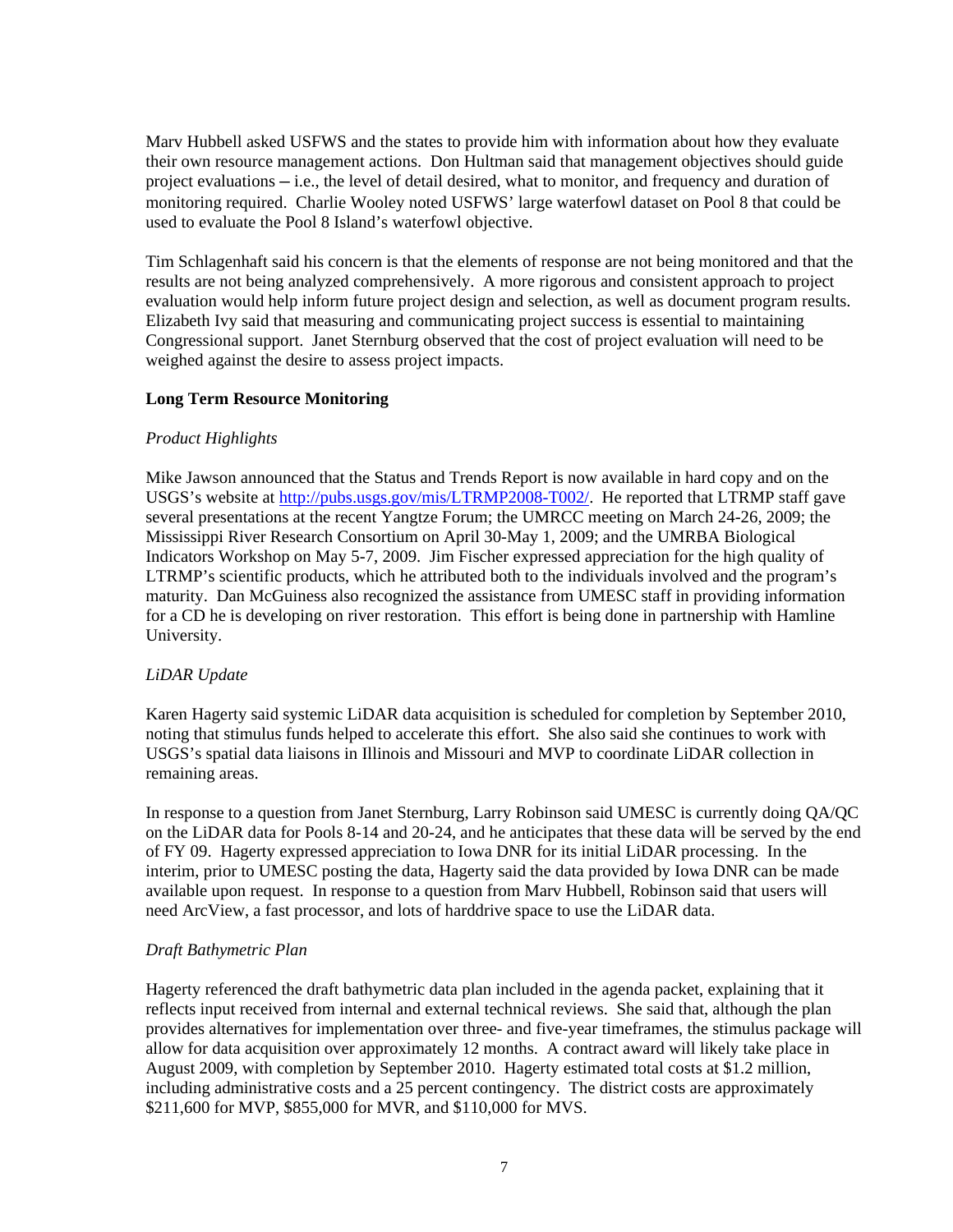Marv Hubbell asked USFWS and the states to provide him with information about how they evaluate their own resource management actions. Don Hultman said that management objectives should guide project evaluations – i.e., the level of detail desired, what to monitor, and frequency and duration of monitoring required. Charlie Wooley noted USFWS' large waterfowl dataset on Pool 8 that could be used to evaluate the Pool 8 Island's waterfowl objective.

Tim Schlagenhaft said his concern is that the elements of response are not being monitored and that the results are not being analyzed comprehensively. A more rigorous and consistent approach to project evaluation would help inform future project design and selection, as well as document program results. Elizabeth Ivy said that measuring and communicating project success is essential to maintaining Congressional support. Janet Sternburg observed that the cost of project evaluation will need to be weighed against the desire to assess project impacts.

**Long Term Resource Monitoring**

*Product Highlights*

Mike Jawson announced that the Status and Trends Report is now available in hard copy and on the USGS's website at http://pubs.usgs.gov/mis/LTRMP2008-T002/. He reported that LTRMP staff gave several presentations at the recent Yangtze Forum; the UMRCC meeting on March 24-26, 2009; the Mississippi River Research Consortium on April 30-May 1, 2009; and the UMRBA Biological Indicators Workshop on May 5-7, 2009. Jim Fischer expressed appreciation for the high quality of LTRMP's scientific products, which he attributed both to the individuals involved and the program's maturity. Dan McGuiness also recognized the assistance from UMESC staff in providing information for a CD he is developing on river restoration. This effort is being done in partnership with Hamline University.

*LiDAR Update*

Karen Hagerty said systemic LiDAR data acquisition is scheduled for completion by September 2010, noting that stimulus funds helped to accelerate this effort. She also said she continues to work with USGS's spatial data liaisons in Illinois and Missouri and MVP to coordinate LiDAR collection in remaining areas.

In response to a question from Janet Sternburg, Larry Robinson said UMESC is currently doing QA/QC on the LiDAR data for Pools 8-14 and 20-24, and he anticipates that these data will be served by the end of FY 09. Hagerty expressed appreciation to Iowa DNR for its initial LiDAR processing. In the interim, prior to UMESC posting the data, Hagerty said the data provided by Iowa DNR can be made available upon request. In response to a question from Marv Hubbell, Robinson said that users will need ArcView, a fast processor, and lots of harddrive space to use the LiDAR data.

*Draft Bathymetric Plan*

Hagerty referenced the draft bathymetric data plan included in the agenda packet, explaining that it reflects input received from internal and external technical reviews. She said that, although the plan provides alternatives for implementation over three- and five-year timeframes, the stimulus package will allow for data acquisition over approximately 12 months. A contract award will likely take place in August 2009, with completion by September 2010. Hagerty estimated total costs at $1.2 million, including administrative costs and a 25 percent contingency. The district costs are approximately $211,600 for MVP, $855,000 for MVR, and $110,000 for MVS.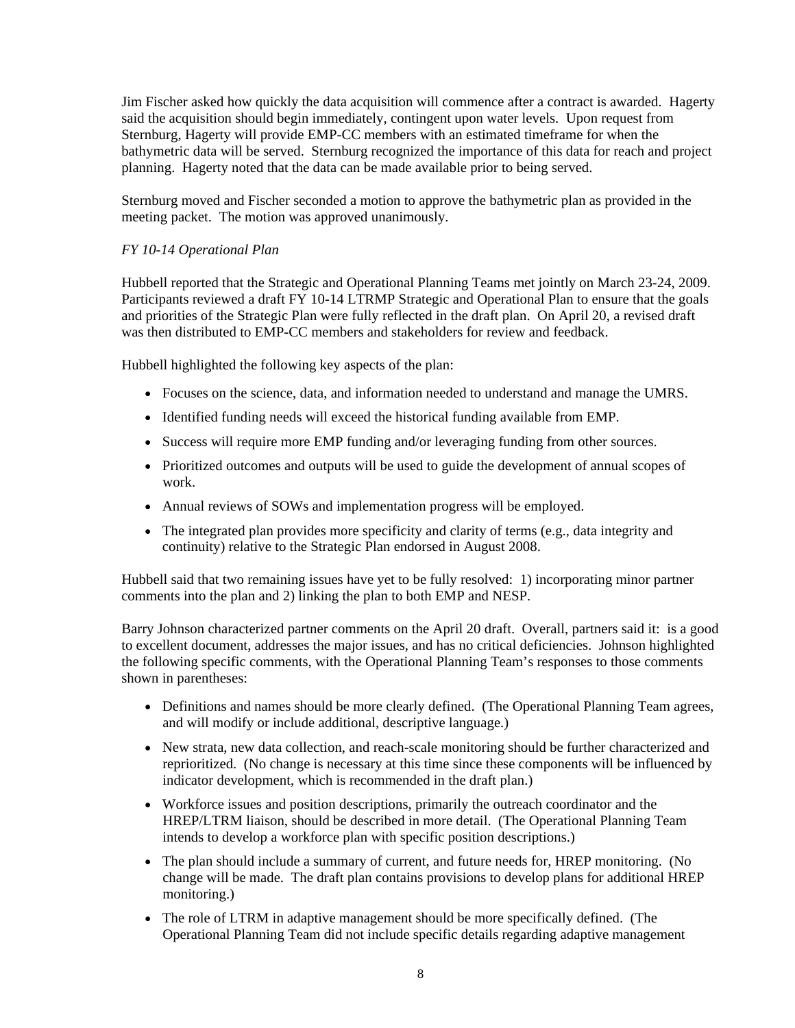Jim Fischer asked how quickly the data acquisition will commence after a contract is awarded. Hagerty said the acquisition should begin immediately, contingent upon water levels. Upon request from Sternburg, Hagerty will provide EMP-CC members with an estimated timeframe for when the bathymetric data will be served. Sternburg recognized the importance of this data for reach and project planning. Hagerty noted that the data can be made available prior to being served.

Sternburg moved and Fischer seconded a motion to approve the bathymetric plan as provided in the meeting packet. The motion was approved unanimously.

*FY 10-14 Operational Plan*

Hubbell reported that the Strategic and Operational Planning Teams met jointly on March 23-24, 2009. Participants reviewed a draft FY 10-14 LTRMP Strategic and Operational Plan to ensure that the goals and priorities of the Strategic Plan were fully reflected in the draft plan. On April 20, a revised draft was then distributed to EMP-CC members and stakeholders for review and feedback.

Hubbell highlighted the following key aspects of the plan:

- Focuses on the science, data, and information needed to understand and manage the UMRS.
- Identified funding needs will exceed the historical funding available from EMP.
- Success will require more EMP funding and/or leveraging funding from other sources.
- Prioritized outcomes and outputs will be used to guide the development of annual scopes of work.
- Annual reviews of SOWs and implementation progress will be employed.
- The integrated plan provides more specificity and clarity of terms (e.g., data integrity and continuity) relative to the Strategic Plan endorsed in August 2008.

Hubbell said that two remaining issues have yet to be fully resolved: 1) incorporating minor partner comments into the plan and 2) linking the plan to both EMP and NESP.

Barry Johnson characterized partner comments on the April 20 draft. Overall, partners said it: is a good to excellent document, addresses the major issues, and has no critical deficiencies. Johnson highlighted the following specific comments, with the Operational Planning Team's responses to those comments shown in parentheses:

- Definitions and names should be more clearly defined. (The Operational Planning Team agrees, and will modify or include additional, descriptive language.)
- New strata, new data collection, and reach-scale monitoring should be further characterized and reprioritized. (No change is necessary at this time since these components will be influenced by indicator development, which is recommended in the draft plan.)
- Workforce issues and position descriptions, primarily the outreach coordinator and the HREP/LTRM liaison, should be described in more detail. (The Operational Planning Team intends to develop a workforce plan with specific position descriptions.)
- The plan should include a summary of current, and future needs for, HREP monitoring. (No change will be made. The draft plan contains provisions to develop plans for additional HREP monitoring.)
- The role of LTRM in adaptive management should be more specifically defined. (The Operational Planning Team did not include specific details regarding adaptive management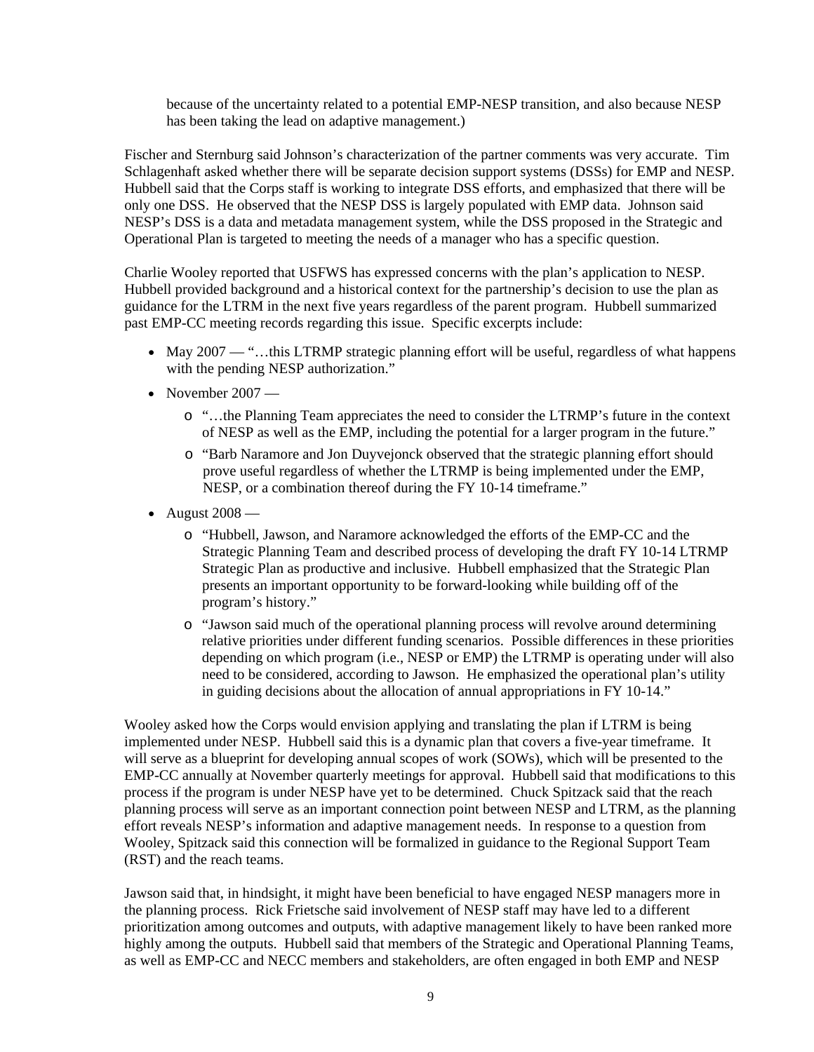because of the uncertainty related to a potential EMP-NESP transition, and also because NESP has been taking the lead on adaptive management.)

Fischer and Sternburg said Johnson's characterization of the partner comments was very accurate. Tim Schlagenhaft asked whether there will be separate decision support systems (DSSs) for EMP and NESP. Hubbell said that the Corps staff is working to integrate DSS efforts, and emphasized that there will be only one DSS. He observed that the NESP DSS is largely populated with EMP data. Johnson said NESP's DSS is a data and metadata management system, while the DSS proposed in the Strategic and Operational Plan is targeted to meeting the needs of a manager who has a specific question.

Charlie Wooley reported that USFWS has expressed concerns with the plan's application to NESP. Hubbell provided background and a historical context for the partnership's decision to use the plan as guidance for the LTRM in the next five years regardless of the parent program. Hubbell summarized past EMP-CC meeting records regarding this issue. Specific excerpts include:

- May 2007 — "…this LTRMP strategic planning effort will be useful, regardless of what happens with the pending NESP authorization."
- November 2007 —
  - "…the Planning Team appreciates the need to consider the LTRMP's future in the context of NESP as well as the EMP, including the potential for a larger program in the future."
  - "Barb Naramore and Jon Duyvejonck observed that the strategic planning effort should prove useful regardless of whether the LTRMP is being implemented under the EMP, NESP, or a combination thereof during the FY 10-14 timeframe."
- August 2008 —
  - "Hubbell, Jawson, and Naramore acknowledged the efforts of the EMP-CC and the Strategic Planning Team and described process of developing the draft FY 10-14 LTRMP Strategic Plan as productive and inclusive. Hubbell emphasized that the Strategic Plan presents an important opportunity to be forward-looking while building off of the program's history."
  - "Jawson said much of the operational planning process will revolve around determining relative priorities under different funding scenarios. Possible differences in these priorities depending on which program (i.e., NESP or EMP) the LTRMP is operating under will also need to be considered, according to Jawson. He emphasized the operational plan's utility in guiding decisions about the allocation of annual appropriations in FY 10-14."

Wooley asked how the Corps would envision applying and translating the plan if LTRM is being implemented under NESP. Hubbell said this is a dynamic plan that covers a five-year timeframe. It will serve as a blueprint for developing annual scopes of work (SOWs), which will be presented to the EMP-CC annually at November quarterly meetings for approval. Hubbell said that modifications to this process if the program is under NESP have yet to be determined. Chuck Spitzack said that the reach planning process will serve as an important connection point between NESP and LTRM, as the planning effort reveals NESP's information and adaptive management needs. In response to a question from Wooley, Spitzack said this connection will be formalized in guidance to the Regional Support Team (RST) and the reach teams.

Jawson said that, in hindsight, it might have been beneficial to have engaged NESP managers more in the planning process. Rick Frietsche said involvement of NESP staff may have led to a different prioritization among outcomes and outputs, with adaptive management likely to have been ranked more highly among the outputs. Hubbell said that members of the Strategic and Operational Planning Teams, as well as EMP-CC and NECC members and stakeholders, are often engaged in both EMP and NESP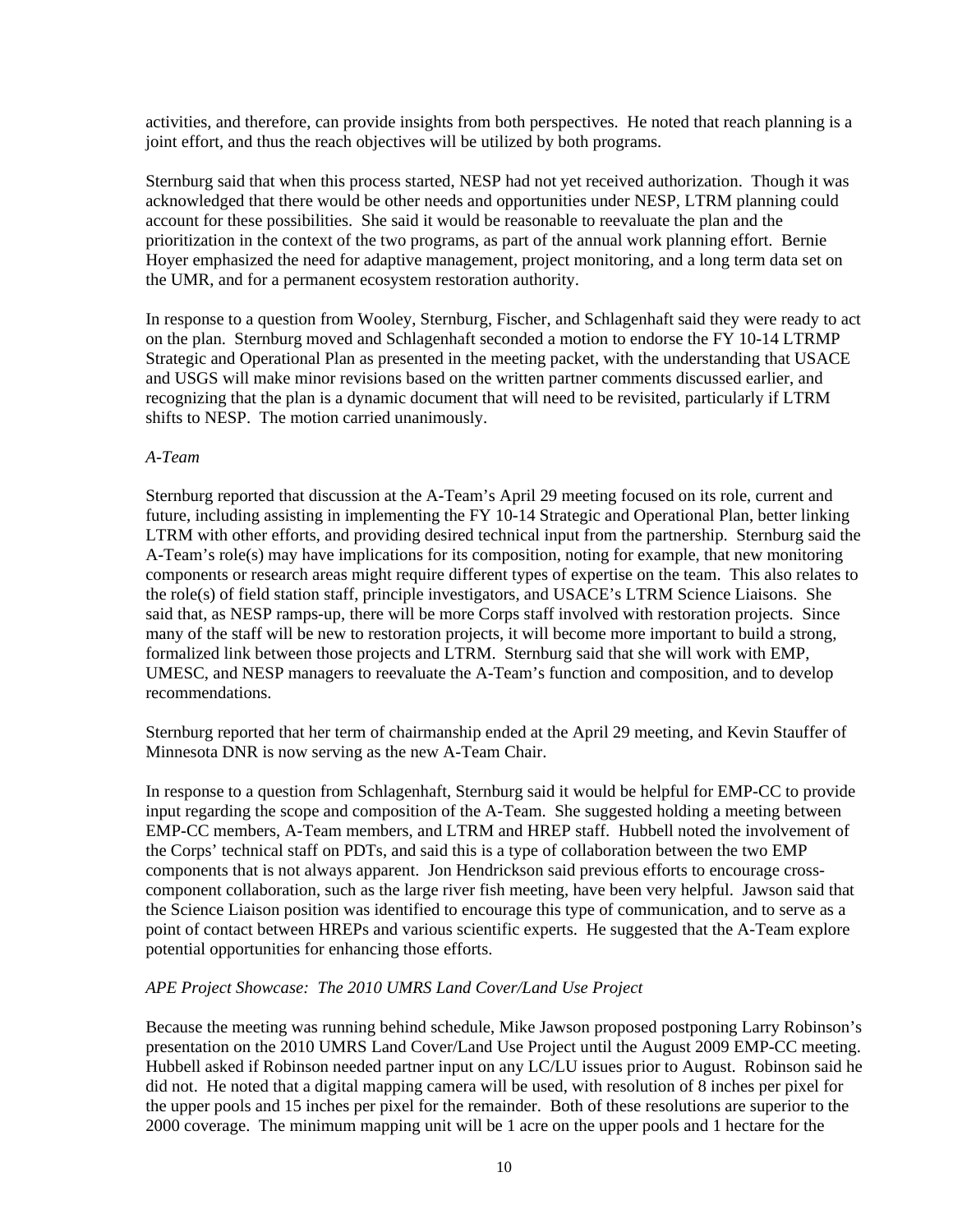activities, and therefore, can provide insights from both perspectives. He noted that reach planning is a joint effort, and thus the reach objectives will be utilized by both programs.

Sternburg said that when this process started, NESP had not yet received authorization. Though it was acknowledged that there would be other needs and opportunities under NESP, LTRM planning could account for these possibilities. She said it would be reasonable to reevaluate the plan and the prioritization in the context of the two programs, as part of the annual work planning effort. Bernie Hoyer emphasized the need for adaptive management, project monitoring, and a long term data set on the UMR, and for a permanent ecosystem restoration authority.

In response to a question from Wooley, Sternburg, Fischer, and Schlagenhaft said they were ready to act on the plan. Sternburg moved and Schlagenhaft seconded a motion to endorse the FY 10-14 LTRMP Strategic and Operational Plan as presented in the meeting packet, with the understanding that USACE and USGS will make minor revisions based on the written partner comments discussed earlier, and recognizing that the plan is a dynamic document that will need to be revisited, particularly if LTRM shifts to NESP. The motion carried unanimously.

*A-Team*

Sternburg reported that discussion at the A-Team's April 29 meeting focused on its role, current and future, including assisting in implementing the FY 10-14 Strategic and Operational Plan, better linking LTRM with other efforts, and providing desired technical input from the partnership. Sternburg said the A-Team's role(s) may have implications for its composition, noting for example, that new monitoring components or research areas might require different types of expertise on the team. This also relates to the role(s) of field station staff, principle investigators, and USACE's LTRM Science Liaisons. She said that, as NESP ramps-up, there will be more Corps staff involved with restoration projects. Since many of the staff will be new to restoration projects, it will become more important to build a strong, formalized link between those projects and LTRM. Sternburg said that she will work with EMP, UMESC, and NESP managers to reevaluate the A-Team's function and composition, and to develop recommendations.

Sternburg reported that her term of chairmanship ended at the April 29 meeting, and Kevin Stauffer of Minnesota DNR is now serving as the new A-Team Chair.

In response to a question from Schlagenhaft, Sternburg said it would be helpful for EMP-CC to provide input regarding the scope and composition of the A-Team. She suggested holding a meeting between EMP-CC members, A-Team members, and LTRM and HREP staff. Hubbell noted the involvement of the Corps' technical staff on PDTs, and said this is a type of collaboration between the two EMP components that is not always apparent. Jon Hendrickson said previous efforts to encourage cross-component collaboration, such as the large river fish meeting, have been very helpful. Jawson said that the Science Liaison position was identified to encourage this type of communication, and to serve as a point of contact between HREPs and various scientific experts. He suggested that the A-Team explore potential opportunities for enhancing those efforts.

*APE Project Showcase: The 2010 UMRS Land Cover/Land Use Project*

Because the meeting was running behind schedule, Mike Jawson proposed postponing Larry Robinson's presentation on the 2010 UMRS Land Cover/Land Use Project until the August 2009 EMP-CC meeting. Hubbell asked if Robinson needed partner input on any LC/LU issues prior to August. Robinson said he did not. He noted that a digital mapping camera will be used, with resolution of 8 inches per pixel for the upper pools and 15 inches per pixel for the remainder. Both of these resolutions are superior to the 2000 coverage. The minimum mapping unit will be 1 acre on the upper pools and 1 hectare for the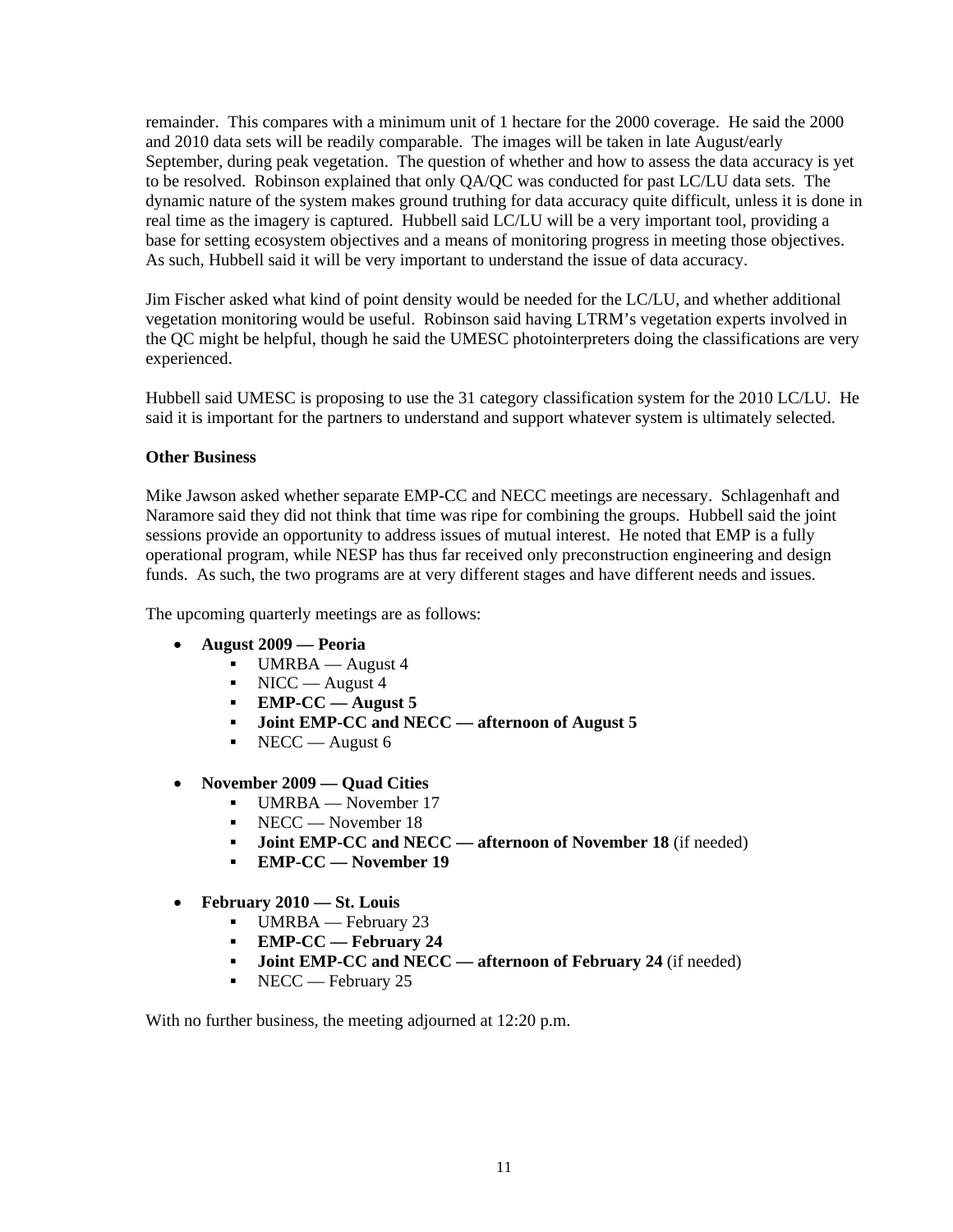remainder. This compares with a minimum unit of 1 hectare for the 2000 coverage. He said the 2000 and 2010 data sets will be readily comparable. The images will be taken in late August/early September, during peak vegetation. The question of whether and how to assess the data accuracy is yet to be resolved. Robinson explained that only QA/QC was conducted for past LC/LU data sets. The dynamic nature of the system makes ground truthing for data accuracy quite difficult, unless it is done in real time as the imagery is captured. Hubbell said LC/LU will be a very important tool, providing a base for setting ecosystem objectives and a means of monitoring progress in meeting those objectives. As such, Hubbell said it will be very important to understand the issue of data accuracy.

Jim Fischer asked what kind of point density would be needed for the LC/LU, and whether additional vegetation monitoring would be useful. Robinson said having LTRM's vegetation experts involved in the QC might be helpful, though he said the UMESC photointerpreters doing the classifications are very experienced.

Hubbell said UMESC is proposing to use the 31 category classification system for the 2010 LC/LU. He said it is important for the partners to understand and support whatever system is ultimately selected.

**Other Business**

Mike Jawson asked whether separate EMP-CC and NECC meetings are necessary. Schlagenhaft and Naramore said they did not think that time was ripe for combining the groups. Hubbell said the joint sessions provide an opportunity to address issues of mutual interest. He noted that EMP is a fully operational program, while NESP has thus far received only preconstruction engineering and design funds. As such, the two programs are at very different stages and have different needs and issues.

The upcoming quarterly meetings are as follows:

- **August 2009 — Peoria**
  - UMRBA — August 4
  - NICC — August 4
  - **EMP-CC — August 5**
  - **Joint EMP-CC and NECC — afternoon of August 5**
  - NECC — August 6
- **November 2009 — Quad Cities**
  - UMRBA — November 17
  - NECC — November 18
  - **Joint EMP-CC and NECC — afternoon of November 18** (if needed)
  - **EMP-CC — November 19**
- **February 2010 — St. Louis**
  - UMRBA — February 23
  - **EMP-CC — February 24**
  - **Joint EMP-CC and NECC — afternoon of February 24** (if needed)
  - NECC — February 25

With no further business, the meeting adjourned at 12:20 p.m.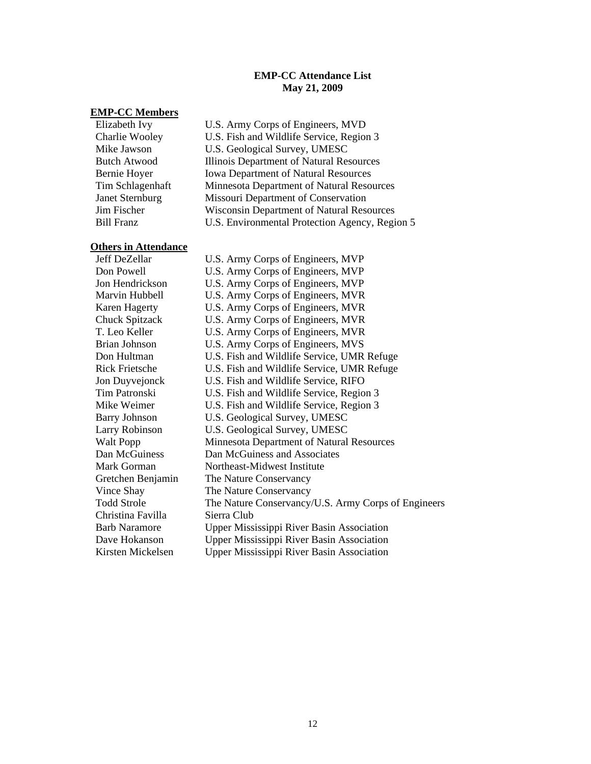**EMP-CC Attendance List**
**May 21, 2009**

**EMP-CC Members**

| | |
|---|---|
| Elizabeth Ivy | U.S. Army Corps of Engineers, MVD |
| Charlie Wooley | U.S. Fish and Wildlife Service, Region 3 |
| Mike Jawson | U.S. Geological Survey, UMESC |
| Butch Atwood | Illinois Department of Natural Resources |
| Bernie Hoyer | Iowa Department of Natural Resources |
| Tim Schlagenhaft | Minnesota Department of Natural Resources |
| Janet Sternburg | Missouri Department of Conservation |
| Jim Fischer | Wisconsin Department of Natural Resources |
| Bill Franz | U.S. Environmental Protection Agency, Region 5 |

**Others in Attendance**

| | |
|---|---|
| Jeff DeZellar | U.S. Army Corps of Engineers, MVP |
| Don Powell | U.S. Army Corps of Engineers, MVP |
| Jon Hendrickson | U.S. Army Corps of Engineers, MVP |
| Marvin Hubbell | U.S. Army Corps of Engineers, MVR |
| Karen Hagerty | U.S. Army Corps of Engineers, MVR |
| Chuck Spitzack | U.S. Army Corps of Engineers, MVR |
| T. Leo Keller | U.S. Army Corps of Engineers, MVR |
| Brian Johnson | U.S. Army Corps of Engineers, MVS |
| Don Hultman | U.S. Fish and Wildlife Service, UMR Refuge |
| Rick Frietsche | U.S. Fish and Wildlife Service, UMR Refuge |
| Jon Duyvejonck | U.S. Fish and Wildlife Service, RIFO |
| Tim Patronski | U.S. Fish and Wildlife Service, Region 3 |
| Mike Weimer | U.S. Fish and Wildlife Service, Region 3 |
| Barry Johnson | U.S. Geological Survey, UMESC |
| Larry Robinson | U.S. Geological Survey, UMESC |
| Walt Popp | Minnesota Department of Natural Resources |
| Dan McGuiness | Dan McGuiness and Associates |
| Mark Gorman | Northeast-Midwest Institute |
| Gretchen Benjamin | The Nature Conservancy |
| Vince Shay | The Nature Conservancy |
| Todd Strole | The Nature Conservancy/U.S. Army Corps of Engineers |
| Christina Favilla | Sierra Club |
| Barb Naramore | Upper Mississippi River Basin Association |
| Dave Hokanson | Upper Mississippi River Basin Association |
| Kirsten Mickelsen | Upper Mississippi River Basin Association |